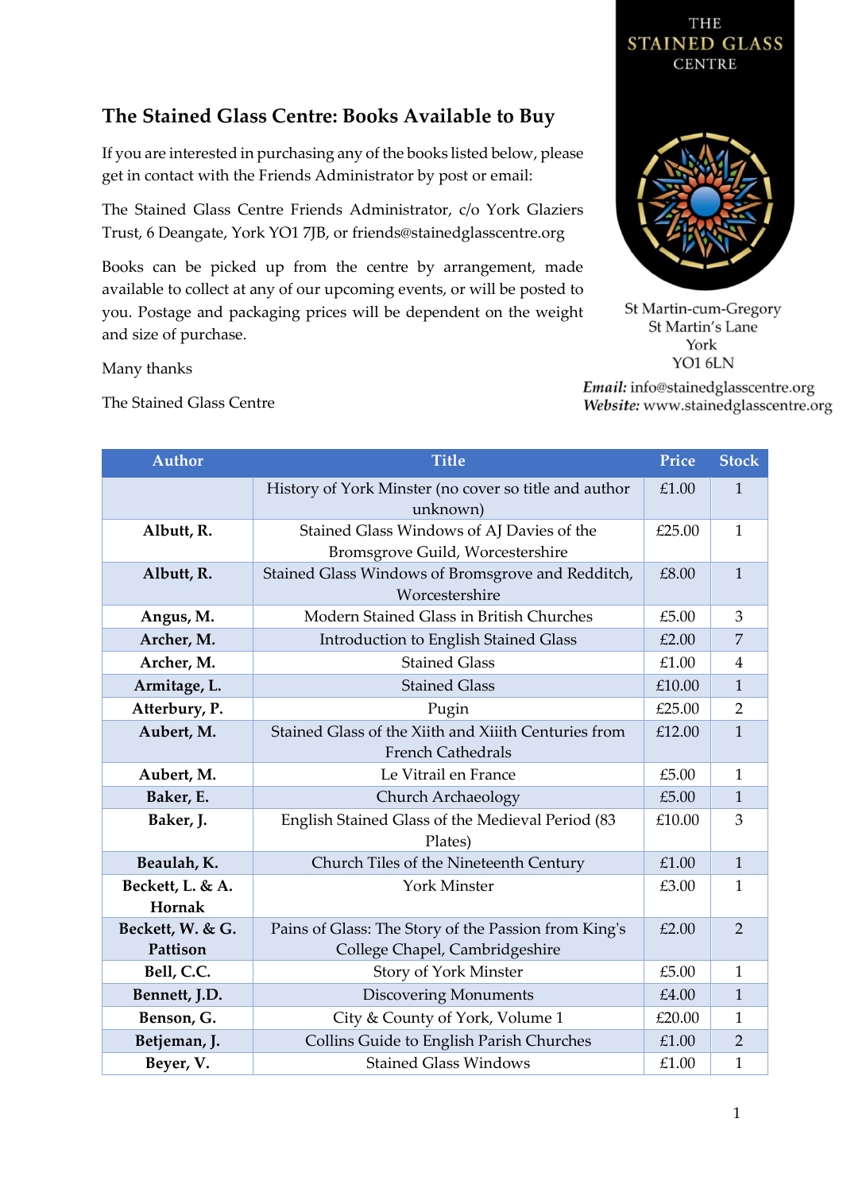THE STAINED GLASS CENTRE

St Martin-cum-Gregory
St Martin's Lane
York
YO1 6LN

***Email:*** info@stainedglasscentre.org
***Website:*** www.stainedglasscentre.org

## The Stained Glass Centre: Books Available to Buy

If you are interested in purchasing any of the books listed below, please get in contact with the Friends Administrator by post or email:

The Stained Glass Centre Friends Administrator, c/o York Glaziers Trust, 6 Deangate, York YO1 7JB, or friends@stainedglasscentre.org

Books can be picked up from the centre by arrangement, made available to collect at any of our upcoming events, or will be posted to you. Postage and packaging prices will be dependent on the weight and size of purchase.

Many thanks

The Stained Glass Centre

| Author | Title | Price | Stock |
|---|---|---|---|
| | History of York Minster (no cover so title and author unknown) | £1.00 | 1 |
| **Albutt, R.** | Stained Glass Windows of AJ Davies of the Bromsgrove Guild, Worcestershire | £25.00 | 1 |
| **Albutt, R.** | Stained Glass Windows of Bromsgrove and Redditch, Worcestershire | £8.00 | 1 |
| **Angus, M.** | Modern Stained Glass in British Churches | £5.00 | 3 |
| **Archer, M.** | Introduction to English Stained Glass | £2.00 | 7 |
| **Archer, M.** | Stained Glass | £1.00 | 4 |
| **Armitage, L.** | Stained Glass | £10.00 | 1 |
| **Atterbury, P.** | Pugin | £25.00 | 2 |
| **Aubert, M.** | Stained Glass of the Xiith and Xiiith Centuries from French Cathedrals | £12.00 | 1 |
| **Aubert, M.** | Le Vitrail en France | £5.00 | 1 |
| **Baker, E.** | Church Archaeology | £5.00 | 1 |
| **Baker, J.** | English Stained Glass of the Medieval Period (83 Plates) | £10.00 | 3 |
| **Beaulah, K.** | Church Tiles of the Nineteenth Century | £1.00 | 1 |
| **Beckett, L. & A. Hornak** | York Minster | £3.00 | 1 |
| **Beckett, W. & G. Pattison** | Pains of Glass: The Story of the Passion from King's College Chapel, Cambridgeshire | £2.00 | 2 |
| **Bell, C.C.** | Story of York Minster | £5.00 | 1 |
| **Bennett, J.D.** | Discovering Monuments | £4.00 | 1 |
| **Benson, G.** | City & County of York, Volume 1 | £20.00 | 1 |
| **Betjeman, J.** | Collins Guide to English Parish Churches | £1.00 | 2 |
| **Beyer, V.** | Stained Glass Windows | £1.00 | 1 |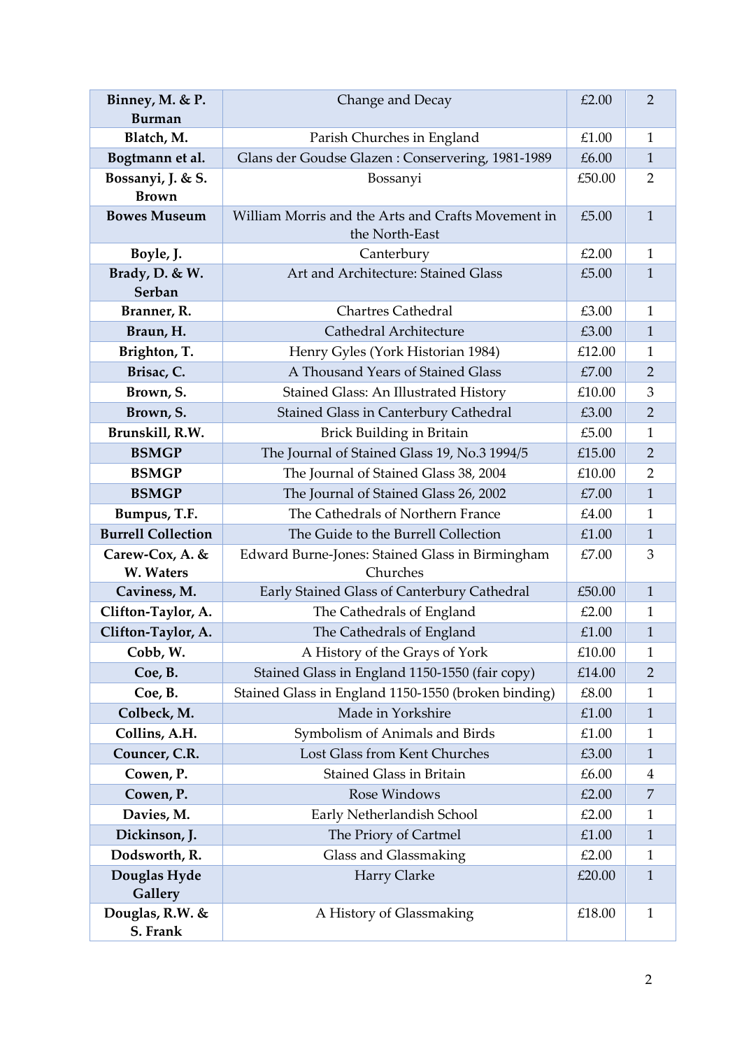| **Binney, M. & P. Burman** | Change and Decay | £2.00 | 2 |
|---|---|---|---|
| **Blatch, M.** | Parish Churches in England | £1.00 | 1 |
| **Bogtmann et al.** | Glans der Goudse Glazen : Conservering, 1981-1989 | £6.00 | 1 |
| **Bossanyi, J. & S. Brown** | Bossanyi | £50.00 | 2 |
| **Bowes Museum** | William Morris and the Arts and Crafts Movement in the North-East | £5.00 | 1 |
| **Boyle, J.** | Canterbury | £2.00 | 1 |
| **Brady, D. & W. Serban** | Art and Architecture: Stained Glass | £5.00 | 1 |
| **Branner, R.** | Chartres Cathedral | £3.00 | 1 |
| **Braun, H.** | Cathedral Architecture | £3.00 | 1 |
| **Brighton, T.** | Henry Gyles (York Historian 1984) | £12.00 | 1 |
| **Brisac, C.** | A Thousand Years of Stained Glass | £7.00 | 2 |
| **Brown, S.** | Stained Glass: An Illustrated History | £10.00 | 3 |
| **Brown, S.** | Stained Glass in Canterbury Cathedral | £3.00 | 2 |
| **Brunskill, R.W.** | Brick Building in Britain | £5.00 | 1 |
| **BSMGP** | The Journal of Stained Glass 19, No.3 1994/5 | £15.00 | 2 |
| **BSMGP** | The Journal of Stained Glass 38, 2004 | £10.00 | 2 |
| **BSMGP** | The Journal of Stained Glass 26, 2002 | £7.00 | 1 |
| **Bumpus, T.F.** | The Cathedrals of Northern France | £4.00 | 1 |
| **Burrell Collection** | The Guide to the Burrell Collection | £1.00 | 1 |
| **Carew-Cox, A. & W. Waters** | Edward Burne-Jones: Stained Glass in Birmingham Churches | £7.00 | 3 |
| **Caviness, M.** | Early Stained Glass of Canterbury Cathedral | £50.00 | 1 |
| **Clifton-Taylor, A.** | The Cathedrals of England | £2.00 | 1 |
| **Clifton-Taylor, A.** | The Cathedrals of England | £1.00 | 1 |
| **Cobb, W.** | A History of the Grays of York | £10.00 | 1 |
| **Coe, B.** | Stained Glass in England 1150-1550 (fair copy) | £14.00 | 2 |
| **Coe, B.** | Stained Glass in England 1150-1550 (broken binding) | £8.00 | 1 |
| **Colbeck, M.** | Made in Yorkshire | £1.00 | 1 |
| **Collins, A.H.** | Symbolism of Animals and Birds | £1.00 | 1 |
| **Councer, C.R.** | Lost Glass from Kent Churches | £3.00 | 1 |
| **Cowen, P.** | Stained Glass in Britain | £6.00 | 4 |
| **Cowen, P.** | Rose Windows | £2.00 | 7 |
| **Davies, M.** | Early Netherlandish School | £2.00 | 1 |
| **Dickinson, J.** | The Priory of Cartmel | £1.00 | 1 |
| **Dodsworth, R.** | Glass and Glassmaking | £2.00 | 1 |
| **Douglas Hyde Gallery** | Harry Clarke | £20.00 | 1 |
| **Douglas, R.W. & S. Frank** | A History of Glassmaking | £18.00 | 1 |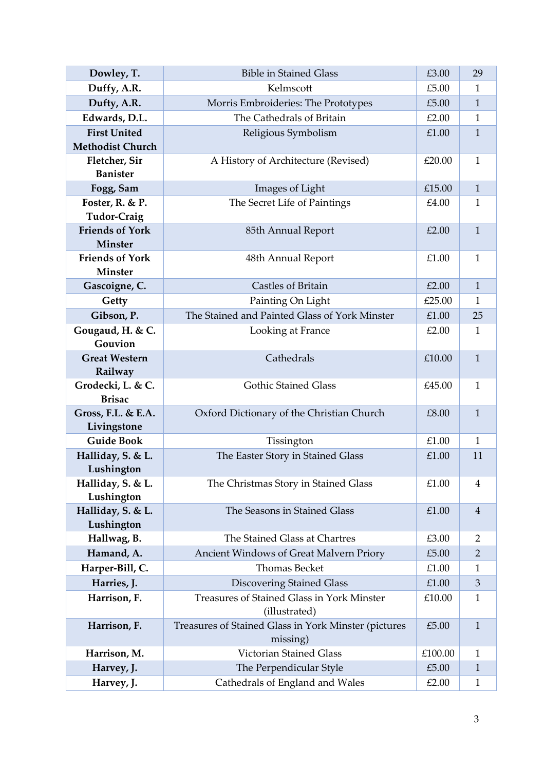| Dowley, T. | Bible in Stained Glass | £3.00 | 29 |
|---|---|---|---|
| Duffy, A.R. | Kelmscott | £5.00 | 1 |
| Dufty, A.R. | Morris Embroideries: The Prototypes | £5.00 | 1 |
| Edwards, D.L. | The Cathedrals of Britain | £2.00 | 1 |
| First United Methodist Church | Religious Symbolism | £1.00 | 1 |
| Fletcher, Sir Banister | A History of Architecture (Revised) | £20.00 | 1 |
| Fogg, Sam | Images of Light | £15.00 | 1 |
| Foster, R. & P. Tudor-Craig | The Secret Life of Paintings | £4.00 | 1 |
| Friends of York Minster | 85th Annual Report | £2.00 | 1 |
| Friends of York Minster | 48th Annual Report | £1.00 | 1 |
| Gascoigne, C. | Castles of Britain | £2.00 | 1 |
| Getty | Painting On Light | £25.00 | 1 |
| Gibson, P. | The Stained and Painted Glass of York Minster | £1.00 | 25 |
| Gougaud, H. & C. Gouvion | Looking at France | £2.00 | 1 |
| Great Western Railway | Cathedrals | £10.00 | 1 |
| Grodecki, L. & C. Brisac | Gothic Stained Glass | £45.00 | 1 |
| Gross, F.L. & E.A. Livingstone | Oxford Dictionary of the Christian Church | £8.00 | 1 |
| Guide Book | Tissington | £1.00 | 1 |
| Halliday, S. & L. Lushington | The Easter Story in Stained Glass | £1.00 | 11 |
| Halliday, S. & L. Lushington | The Christmas Story in Stained Glass | £1.00 | 4 |
| Halliday, S. & L. Lushington | The Seasons in Stained Glass | £1.00 | 4 |
| Hallwag, B. | The Stained Glass at Chartres | £3.00 | 2 |
| Hamand, A. | Ancient Windows of Great Malvern Priory | £5.00 | 2 |
| Harper-Bill, C. | Thomas Becket | £1.00 | 1 |
| Harries, J. | Discovering Stained Glass | £1.00 | 3 |
| Harrison, F. | Treasures of Stained Glass in York Minster (illustrated) | £10.00 | 1 |
| Harrison, F. | Treasures of Stained Glass in York Minster (pictures missing) | £5.00 | 1 |
| Harrison, M. | Victorian Stained Glass | £100.00 | 1 |
| Harvey, J. | The Perpendicular Style | £5.00 | 1 |
| Harvey, J. | Cathedrals of England and Wales | £2.00 | 1 |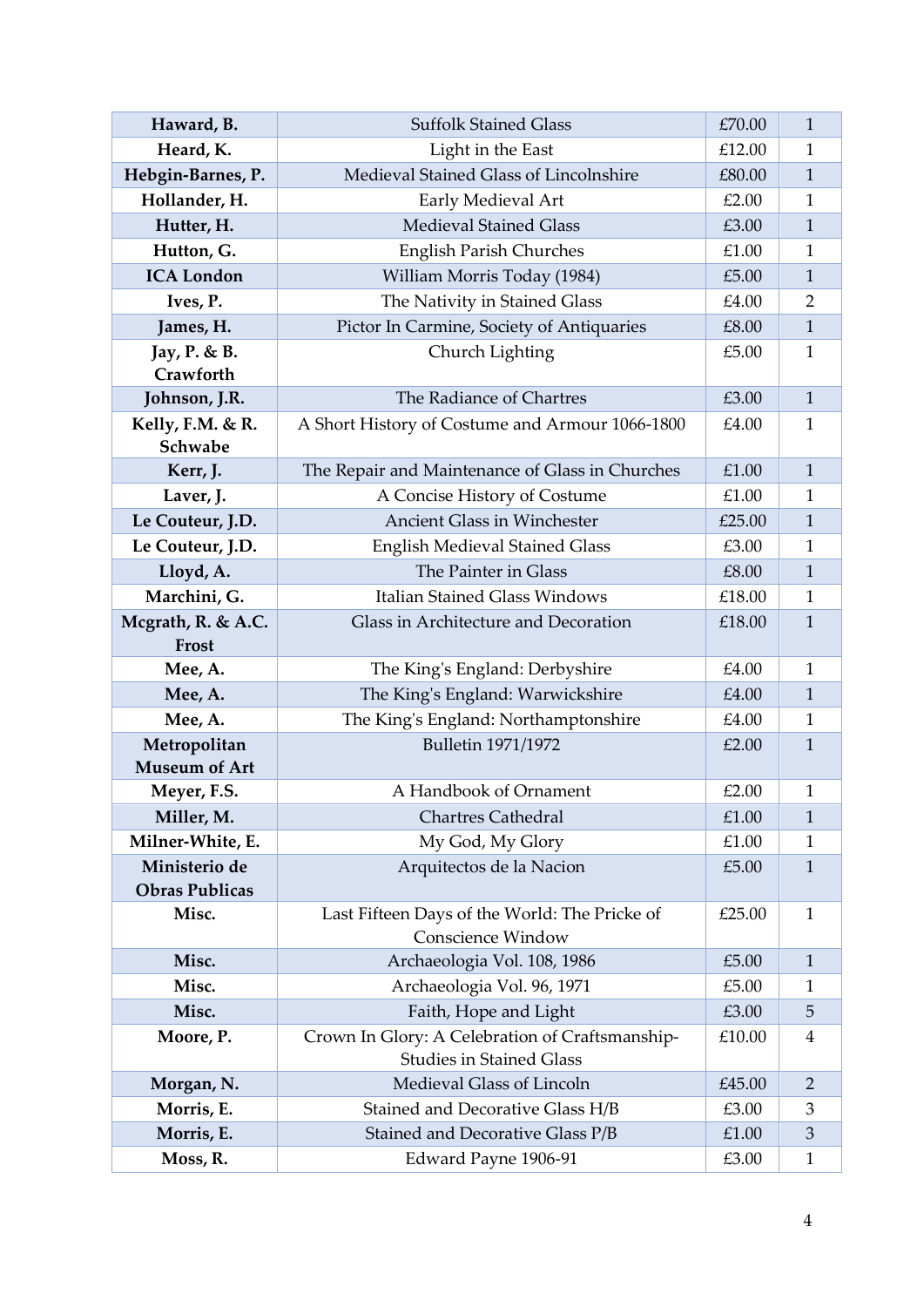| Haward, B. | Suffolk Stained Glass | £70.00 | 1 |
|---|---|---|---|
| Heard, K. | Light in the East | £12.00 | 1 |
| Hebgin-Barnes, P. | Medieval Stained Glass of Lincolnshire | £80.00 | 1 |
| Hollander, H. | Early Medieval Art | £2.00 | 1 |
| Hutter, H. | Medieval Stained Glass | £3.00 | 1 |
| Hutton, G. | English Parish Churches | £1.00 | 1 |
| ICA London | William Morris Today (1984) | £5.00 | 1 |
| Ives, P. | The Nativity in Stained Glass | £4.00 | 2 |
| James, H. | Pictor In Carmine, Society of Antiquaries | £8.00 | 1 |
| Jay, P. & B. Crawforth | Church Lighting | £5.00 | 1 |
| Johnson, J.R. | The Radiance of Chartres | £3.00 | 1 |
| Kelly, F.M. & R. Schwabe | A Short History of Costume and Armour 1066-1800 | £4.00 | 1 |
| Kerr, J. | The Repair and Maintenance of Glass in Churches | £1.00 | 1 |
| Laver, J. | A Concise History of Costume | £1.00 | 1 |
| Le Couteur, J.D. | Ancient Glass in Winchester | £25.00 | 1 |
| Le Couteur, J.D. | English Medieval Stained Glass | £3.00 | 1 |
| Lloyd, A. | The Painter in Glass | £8.00 | 1 |
| Marchini, G. | Italian Stained Glass Windows | £18.00 | 1 |
| Mcgrath, R. & A.C. Frost | Glass in Architecture and Decoration | £18.00 | 1 |
| Mee, A. | The King's England: Derbyshire | £4.00 | 1 |
| Mee, A. | The King's England: Warwickshire | £4.00 | 1 |
| Mee, A. | The King's England: Northamptonshire | £4.00 | 1 |
| Metropolitan Museum of Art | Bulletin 1971/1972 | £2.00 | 1 |
| Meyer, F.S. | A Handbook of Ornament | £2.00 | 1 |
| Miller, M. | Chartres Cathedral | £1.00 | 1 |
| Milner-White, E. | My God, My Glory | £1.00 | 1 |
| Ministerio de Obras Publicas | Arquitectos de la Nacion | £5.00 | 1 |
| Misc. | Last Fifteen Days of the World: The Pricke of Conscience Window | £25.00 | 1 |
| Misc. | Archaeologia Vol. 108, 1986 | £5.00 | 1 |
| Misc. | Archaeologia Vol. 96, 1971 | £5.00 | 1 |
| Misc. | Faith, Hope and Light | £3.00 | 5 |
| Moore, P. | Crown In Glory: A Celebration of Craftsmanship-Studies in Stained Glass | £10.00 | 4 |
| Morgan, N. | Medieval Glass of Lincoln | £45.00 | 2 |
| Morris, E. | Stained and Decorative Glass H/B | £3.00 | 3 |
| Morris, E. | Stained and Decorative Glass P/B | £1.00 | 3 |
| Moss, R. | Edward Payne 1906-91 | £3.00 | 1 |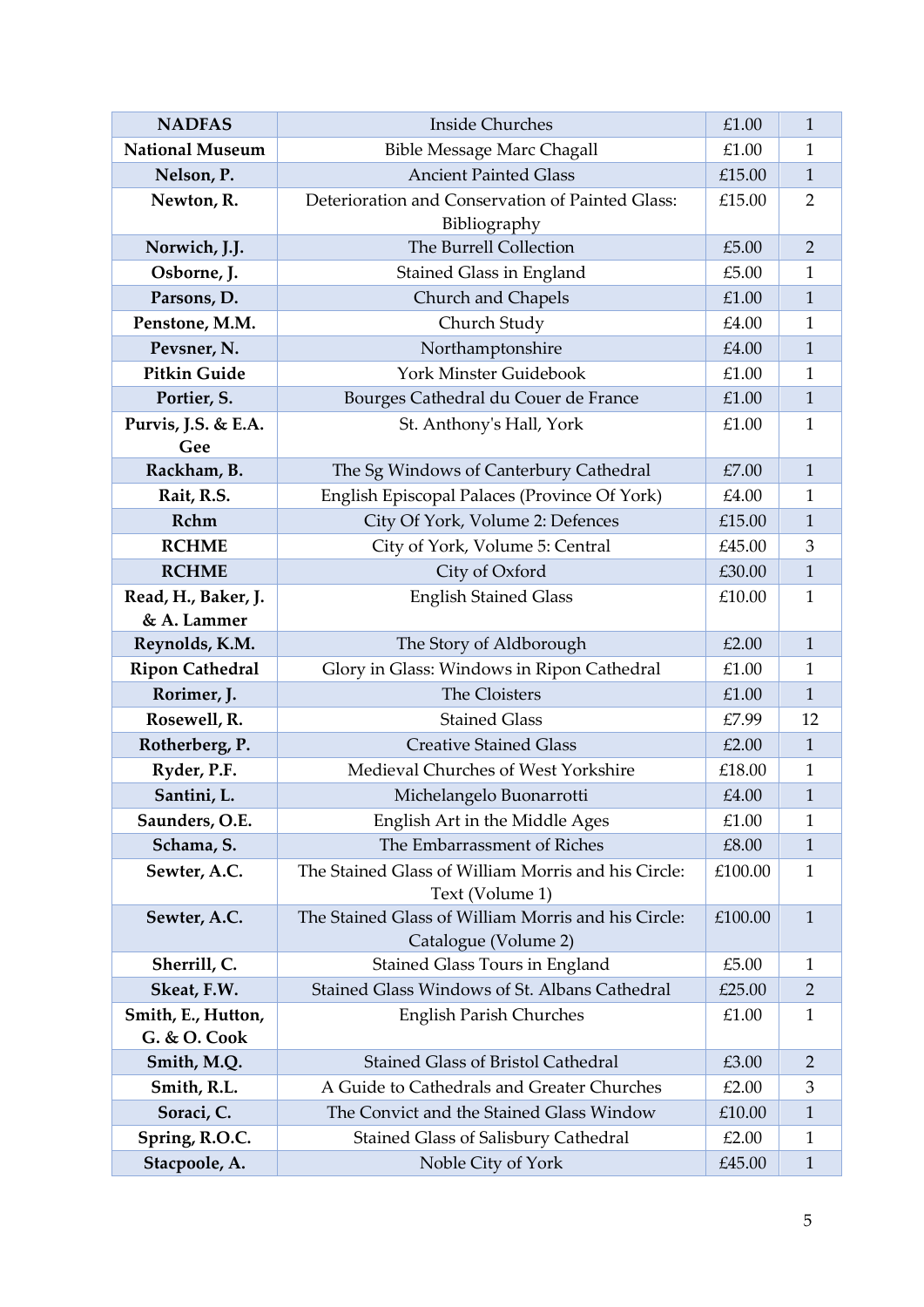| **NADFAS** | Inside Churches | £1.00 | 1 |
|---|---|---|---|
| **National Museum** | Bible Message Marc Chagall | £1.00 | 1 |
| **Nelson, P.** | Ancient Painted Glass | £15.00 | 1 |
| **Newton, R.** | Deterioration and Conservation of Painted Glass: Bibliography | £15.00 | 2 |
| **Norwich, J.J.** | The Burrell Collection | £5.00 | 2 |
| **Osborne, J.** | Stained Glass in England | £5.00 | 1 |
| **Parsons, D.** | Church and Chapels | £1.00 | 1 |
| **Penstone, M.M.** | Church Study | £4.00 | 1 |
| **Pevsner, N.** | Northamptonshire | £4.00 | 1 |
| **Pitkin Guide** | York Minster Guidebook | £1.00 | 1 |
| **Portier, S.** | Bourges Cathedral du Couer de France | £1.00 | 1 |
| **Purvis, J.S. & E.A. Gee** | St. Anthony's Hall, York | £1.00 | 1 |
| **Rackham, B.** | The Sg Windows of Canterbury Cathedral | £7.00 | 1 |
| **Rait, R.S.** | English Episcopal Palaces (Province Of York) | £4.00 | 1 |
| **Rchm** | City Of York, Volume 2: Defences | £15.00 | 1 |
| **RCHME** | City of York, Volume 5: Central | £45.00 | 3 |
| **RCHME** | City of Oxford | £30.00 | 1 |
| **Read, H., Baker, J. & A. Lammer** | English Stained Glass | £10.00 | 1 |
| **Reynolds, K.M.** | The Story of Aldborough | £2.00 | 1 |
| **Ripon Cathedral** | Glory in Glass: Windows in Ripon Cathedral | £1.00 | 1 |
| **Rorimer, J.** | The Cloisters | £1.00 | 1 |
| **Rosewell, R.** | Stained Glass | £7.99 | 12 |
| **Rotherberg, P.** | Creative Stained Glass | £2.00 | 1 |
| **Ryder, P.F.** | Medieval Churches of West Yorkshire | £18.00 | 1 |
| **Santini, L.** | Michelangelo Buonarrotti | £4.00 | 1 |
| **Saunders, O.E.** | English Art in the Middle Ages | £1.00 | 1 |
| **Schama, S.** | The Embarrassment of Riches | £8.00 | 1 |
| **Sewter, A.C.** | The Stained Glass of William Morris and his Circle: Text (Volume 1) | £100.00 | 1 |
| **Sewter, A.C.** | The Stained Glass of William Morris and his Circle: Catalogue (Volume 2) | £100.00 | 1 |
| **Sherrill, C.** | Stained Glass Tours in England | £5.00 | 1 |
| **Skeat, F.W.** | Stained Glass Windows of St. Albans Cathedral | £25.00 | 2 |
| **Smith, E., Hutton, G. & O. Cook** | English Parish Churches | £1.00 | 1 |
| **Smith, M.Q.** | Stained Glass of Bristol Cathedral | £3.00 | 2 |
| **Smith, R.L.** | A Guide to Cathedrals and Greater Churches | £2.00 | 3 |
| **Soraci, C.** | The Convict and the Stained Glass Window | £10.00 | 1 |
| **Spring, R.O.C.** | Stained Glass of Salisbury Cathedral | £2.00 | 1 |
| **Stacpoole, A.** | Noble City of York | £45.00 | 1 |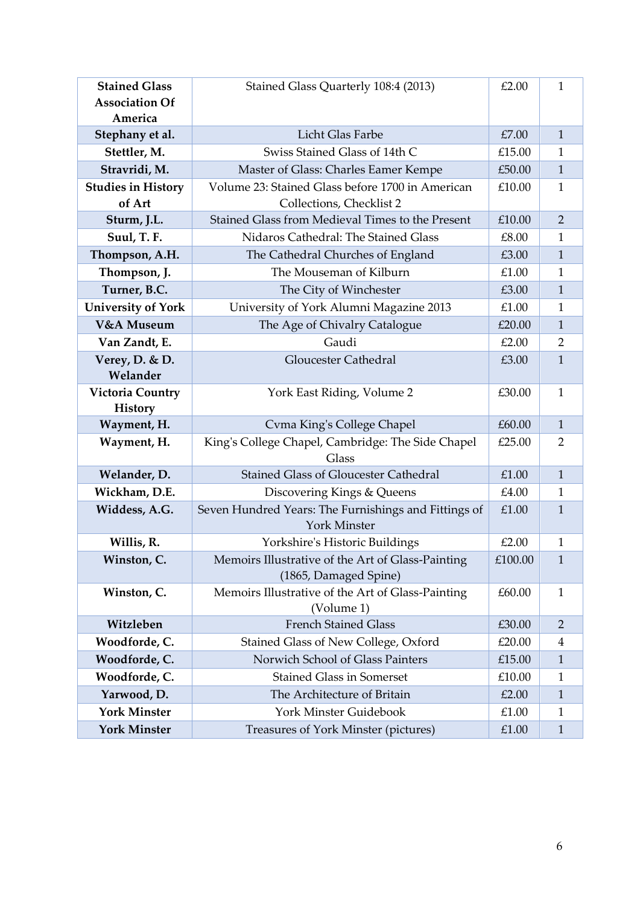| | | | |
|---|---|---|---|
| **Stained Glass Association Of America** | Stained Glass Quarterly 108:4 (2013) | £2.00 | 1 |
| **Stephany et al.** | Licht Glas Farbe | £7.00 | 1 |
| **Stettler, M.** | Swiss Stained Glass of 14th C | £15.00 | 1 |
| **Stravridi, M.** | Master of Glass: Charles Eamer Kempe | £50.00 | 1 |
| **Studies in History of Art** | Volume 23: Stained Glass before 1700 in American Collections, Checklist 2 | £10.00 | 1 |
| **Sturm, J.L.** | Stained Glass from Medieval Times to the Present | £10.00 | 2 |
| **Suul, T. F.** | Nidaros Cathedral: The Stained Glass | £8.00 | 1 |
| **Thompson, A.H.** | The Cathedral Churches of England | £3.00 | 1 |
| **Thompson, J.** | The Mouseman of Kilburn | £1.00 | 1 |
| **Turner, B.C.** | The City of Winchester | £3.00 | 1 |
| **University of York** | University of York Alumni Magazine 2013 | £1.00 | 1 |
| **V&A Museum** | The Age of Chivalry Catalogue | £20.00 | 1 |
| **Van Zandt, E.** | Gaudi | £2.00 | 2 |
| **Verey, D. & D. Welander** | Gloucester Cathedral | £3.00 | 1 |
| **Victoria Country History** | York East Riding, Volume 2 | £30.00 | 1 |
| **Wayment, H.** | Cvma King's College Chapel | £60.00 | 1 |
| **Wayment, H.** | King's College Chapel, Cambridge: The Side Chapel Glass | £25.00 | 2 |
| **Welander, D.** | Stained Glass of Gloucester Cathedral | £1.00 | 1 |
| **Wickham, D.E.** | Discovering Kings & Queens | £4.00 | 1 |
| **Widdess, A.G.** | Seven Hundred Years: The Furnishings and Fittings of York Minster | £1.00 | 1 |
| **Willis, R.** | Yorkshire's Historic Buildings | £2.00 | 1 |
| **Winston, C.** | Memoirs Illustrative of the Art of Glass-Painting (1865, Damaged Spine) | £100.00 | 1 |
| **Winston, C.** | Memoirs Illustrative of the Art of Glass-Painting (Volume 1) | £60.00 | 1 |
| **Witzleben** | French Stained Glass | £30.00 | 2 |
| **Woodforde, C.** | Stained Glass of New College, Oxford | £20.00 | 4 |
| **Woodforde, C.** | Norwich School of Glass Painters | £15.00 | 1 |
| **Woodforde, C.** | Stained Glass in Somerset | £10.00 | 1 |
| **Yarwood, D.** | The Architecture of Britain | £2.00 | 1 |
| **York Minster** | York Minster Guidebook | £1.00 | 1 |
| **York Minster** | Treasures of York Minster (pictures) | £1.00 | 1 |